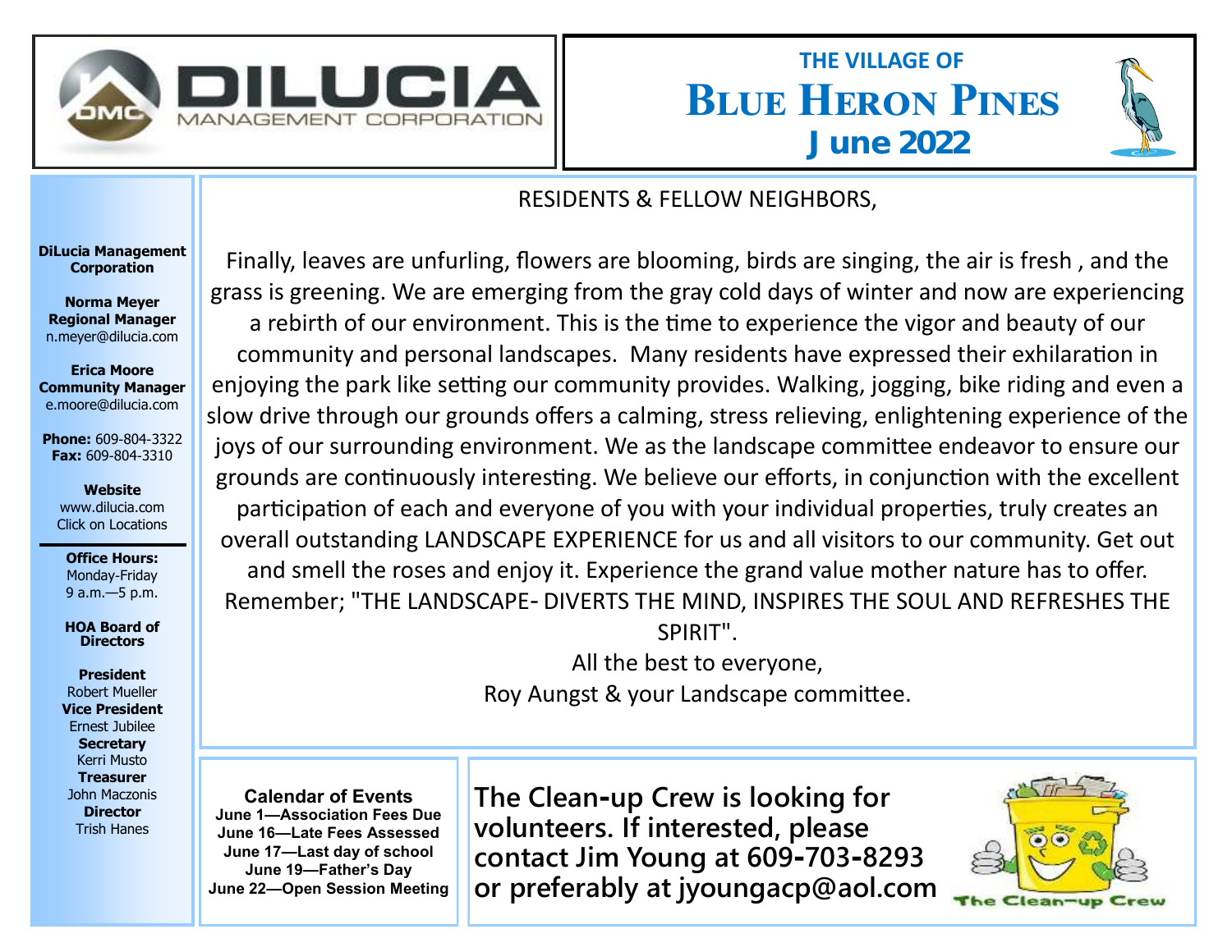DILUCIA MANAGEMENT CORPORATION

# THE VILLAGE OF BLUE HERON PINES

## June 2022

**DiLucia Management Corporation**

**Norma Meyer**
**Regional Manager**
n.meyer@dilucia.com

**Erica Moore**
**Community Manager**
e.moore@dilucia.com

**Phone:** 609-804-3322
**Fax:** 609-804-3310

**Website**
www.dilucia.com
Click on Locations

**Office Hours:**
Monday-Friday
9 a.m.—5 p.m.

**HOA Board of Directors**

**President**
Robert Mueller
**Vice President**
Ernest Jubilee
**Secretary**
Kerri Musto
**Treasurer**
John Maczonis
**Director**
Trish Hanes

RESIDENTS & FELLOW NEIGHBORS,

Finally, leaves are unfurling, flowers are blooming, birds are singing, the air is fresh , and the grass is greening. We are emerging from the gray cold days of winter and now are experiencing a rebirth of our environment. This is the time to experience the vigor and beauty of our community and personal landscapes. Many residents have expressed their exhilaration in enjoying the park like setting our community provides. Walking, jogging, bike riding and even a slow drive through our grounds offers a calming, stress relieving, enlightening experience of the joys of our surrounding environment. We as the landscape committee endeavor to ensure our grounds are continuously interesting. We believe our efforts, in conjunction with the excellent participation of each and everyone of you with your individual properties, truly creates an overall outstanding LANDSCAPE EXPERIENCE for us and all visitors to our community. Get out and smell the roses and enjoy it. Experience the grand value mother nature has to offer. Remember; "THE LANDSCAPE- DIVERTS THE MIND, INSPIRES THE SOUL AND REFRESHES THE SPIRIT".

All the best to everyone,
Roy Aungst & your Landscape committee.

**Calendar of Events**
**June 1—Association Fees Due**
**June 16—Late Fees Assessed**
**June 17—Last day of school**
**June 19—Father's Day**
**June 22—Open Session Meeting**

**The Clean-up Crew is looking for volunteers. If interested, please contact Jim Young at 609-703-8293 or preferably at jyoungacp@aol.com**

The Clean-up Crew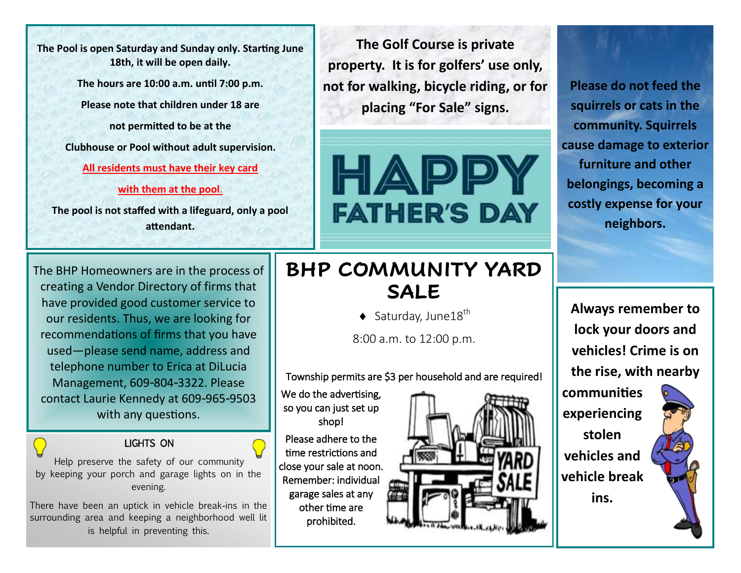**The Pool is open Saturday and Sunday only. Starting June 18th, it will be open daily.**

**The hours are 10:00 a.m. until 7:00 p.m.**

**Please note that children under 18 are not permitted to be at the Clubhouse or Pool without adult supervision.**

**All residents must have their key card with them at the pool.**

**The pool is not staffed with a lifeguard, only a pool attendant.**

**The Golf Course is private property. It is for golfers' use only, not for walking, bicycle riding, or for placing "For Sale" signs.**

HAPPY FATHER'S DAY

**Please do not feed the squirrels or cats in the community. Squirrels cause damage to exterior furniture and other belongings, becoming a costly expense for your neighbors.**

The BHP Homeowners are in the process of creating a Vendor Directory of firms that have provided good customer service to our residents. Thus, we are looking for recommendations of firms that you have used—please send name, address and telephone number to Erica at DiLucia Management, 609-804-3322. Please contact Laurie Kennedy at 609-965-9503 with any questions.

## BHP COMMUNITY YARD SALE

- Saturday, June18th

8:00 a.m. to 12:00 p.m.

Township permits are $3 per household and are required!

We do the advertising, so you can just set up shop!

Please adhere to the time restrictions and close your sale at noon. Remember: individual garage sales at any other time are prohibited.

**Always remember to lock your doors and vehicles! Crime is on the rise, with nearby communities experiencing stolen vehicles and vehicle break ins.**

### LIGHTS ON

Help preserve the safety of our community by keeping your porch and garage lights on in the evening.

There have been an uptick in vehicle break-ins in the surrounding area and keeping a neighborhood well lit is helpful in preventing this.